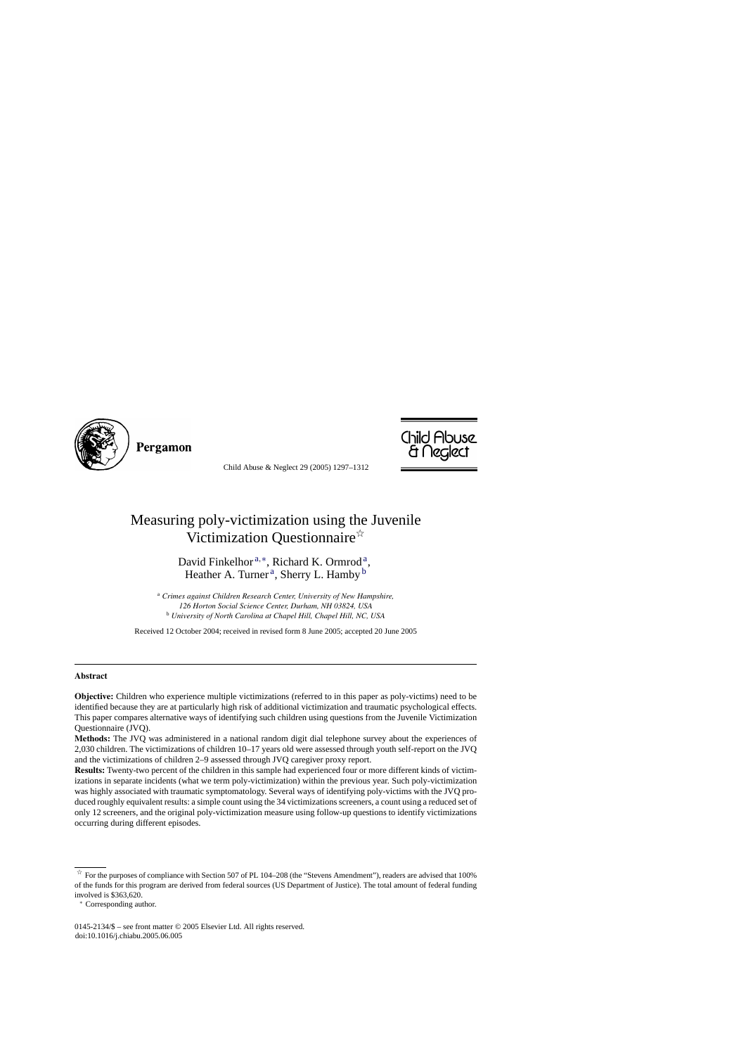# Measuring poly-victimization using the Juvenile Victimization Questionnaire[☆]

David Finkelhor[a,*], Richard K. Ormrod[a], Heather A. Turner[a], Sherry L. Hamby[b]

[a] *Crimes against Children Research Center, University of New Hampshire, 126 Horton Social Science Center, Durham, NH 03824, USA*

[b] *University of North Carolina at Chapel Hill, Chapel Hill, NC, USA*

Received 12 October 2004; received in revised form 8 June 2005; accepted 20 June 2005

## Abstract

**Objective:** Children who experience multiple victimizations (referred to in this paper as poly-victims) need to be identified because they are at particularly high risk of additional victimization and traumatic psychological effects. This paper compares alternative ways of identifying such children using questions from the Juvenile Victimization Questionnaire (JVQ).

**Methods:** The JVQ was administered in a national random digit dial telephone survey about the experiences of 2,030 children. The victimizations of children 10–17 years old were assessed through youth self-report on the JVQ and the victimizations of children 2–9 assessed through JVQ caregiver proxy report.

**Results:** Twenty-two percent of the children in this sample had experienced four or more different kinds of victimizations in separate incidents (what we term poly-victimization) within the previous year. Such poly-victimization was highly associated with traumatic symptomatology. Several ways of identifying poly-victims with the JVQ produced roughly equivalent results: a simple count using the 34 victimizations screeners, a count using a reduced set of only 12 screeners, and the original poly-victimization measure using follow-up questions to identify victimizations occurring during different episodes.

---

[☆] For the purposes of compliance with Section 507 of PL 104–208 (the "Stevens Amendment"), readers are advised that 100% of the funds for this program are derived from federal sources (US Department of Justice). The total amount of federal funding involved is $363,620.

[*] Corresponding author.

0145-2134/$ – see front matter © 2005 Elsevier Ltd. All rights reserved.
doi:10.1016/j.chiabu.2005.06.005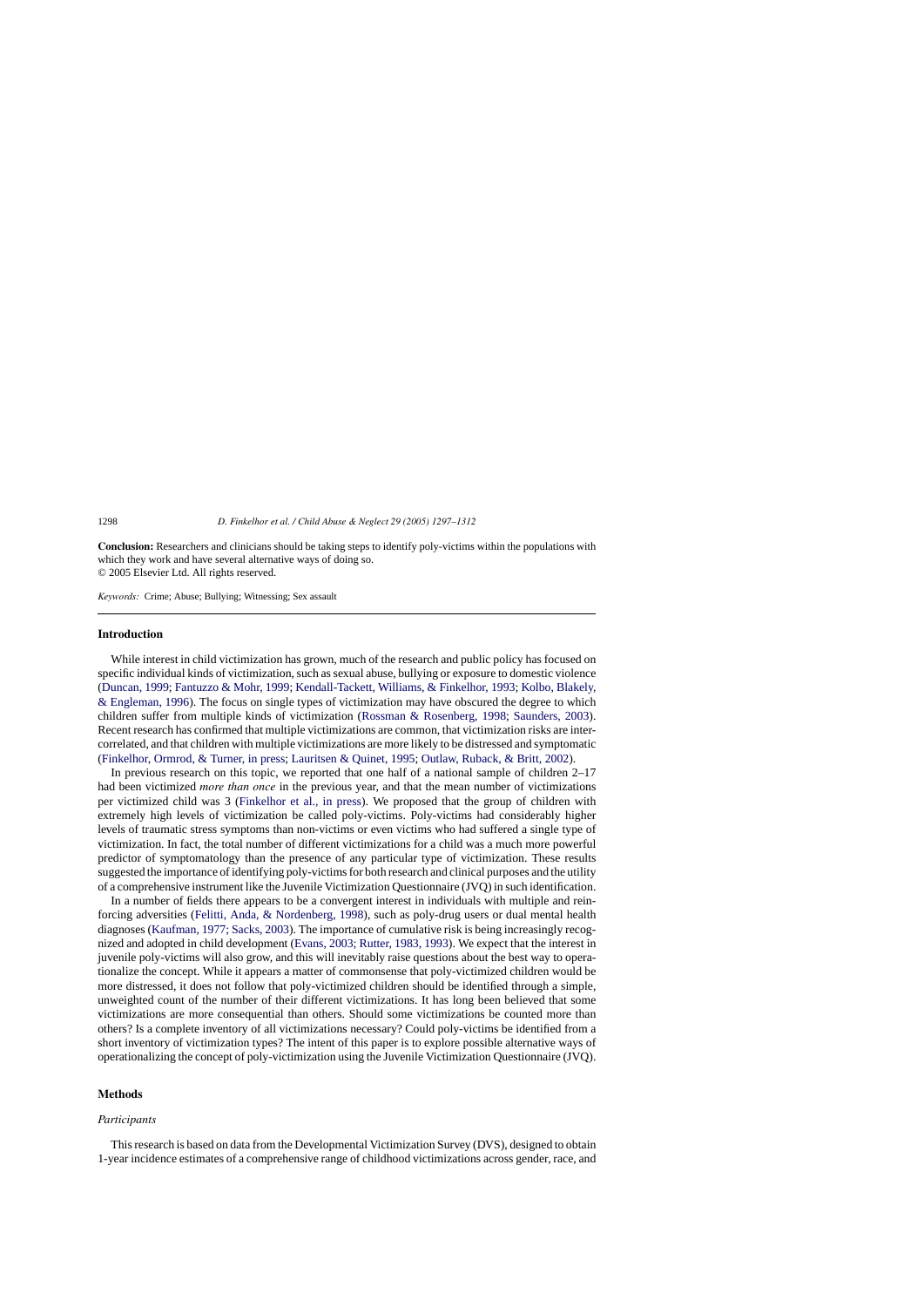**Conclusion:** Researchers and clinicians should be taking steps to identify poly-victims within the populations with which they work and have several alternative ways of doing so.
© 2005 Elsevier Ltd. All rights reserved.

*Keywords:* Crime; Abuse; Bullying; Witnessing; Sex assault

## Introduction

While interest in child victimization has grown, much of the research and public policy has focused on specific individual kinds of victimization, such as sexual abuse, bullying or exposure to domestic violence (Duncan, 1999; Fantuzzo & Mohr, 1999; Kendall-Tackett, Williams, & Finkelhor, 1993; Kolbo, Blakely, & Engleman, 1996). The focus on single types of victimization may have obscured the degree to which children suffer from multiple kinds of victimization (Rossman & Rosenberg, 1998; Saunders, 2003). Recent research has confirmed that multiple victimizations are common, that victimization risks are intercorrelated, and that children with multiple victimizations are more likely to be distressed and symptomatic (Finkelhor, Ormrod, & Turner, in press; Lauritsen & Quinet, 1995; Outlaw, Ruback, & Britt, 2002).

In previous research on this topic, we reported that one half of a national sample of children 2–17 had been victimized *more than once* in the previous year, and that the mean number of victimizations per victimized child was 3 (Finkelhor et al., in press). We proposed that the group of children with extremely high levels of victimization be called poly-victims. Poly-victims had considerably higher levels of traumatic stress symptoms than non-victims or even victims who had suffered a single type of victimization. In fact, the total number of different victimizations for a child was a much more powerful predictor of symptomatology than the presence of any particular type of victimization. These results suggested the importance of identifying poly-victims for both research and clinical purposes and the utility of a comprehensive instrument like the Juvenile Victimization Questionnaire (JVQ) in such identification.

In a number of fields there appears to be a convergent interest in individuals with multiple and reinforcing adversities (Felitti, Anda, & Nordenberg, 1998), such as poly-drug users or dual mental health diagnoses (Kaufman, 1977; Sacks, 2003). The importance of cumulative risk is being increasingly recognized and adopted in child development (Evans, 2003; Rutter, 1983, 1993). We expect that the interest in juvenile poly-victims will also grow, and this will inevitably raise questions about the best way to operationalize the concept. While it appears a matter of commonsense that poly-victimized children would be more distressed, it does not follow that poly-victimized children should be identified through a simple, unweighted count of the number of their different victimizations. It has long been believed that some victimizations are more consequential than others. Should some victimizations be counted more than others? Is a complete inventory of all victimizations necessary? Could poly-victims be identified from a short inventory of victimization types? The intent of this paper is to explore possible alternative ways of operationalizing the concept of poly-victimization using the Juvenile Victimization Questionnaire (JVQ).

## Methods

### *Participants*

This research is based on data from the Developmental Victimization Survey (DVS), designed to obtain 1-year incidence estimates of a comprehensive range of childhood victimizations across gender, race, and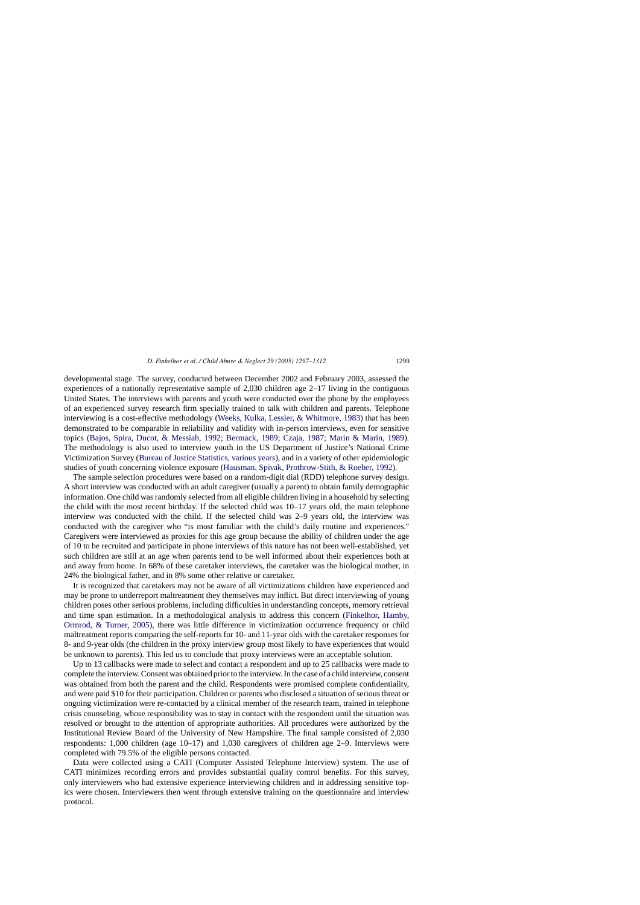developmental stage. The survey, conducted between December 2002 and February 2003, assessed the experiences of a nationally representative sample of 2,030 children age 2–17 living in the contiguous United States. The interviews with parents and youth were conducted over the phone by the employees of an experienced survey research firm specially trained to talk with children and parents. Telephone interviewing is a cost-effective methodology (Weeks, Kulka, Lessler, & Whitmore, 1983) that has been demonstrated to be comparable in reliability and validity with in-person interviews, even for sensitive topics (Bajos, Spira, Ducot, & Messiah, 1992; Bermack, 1989; Czaja, 1987; Marin & Marin, 1989). The methodology is also used to interview youth in the US Department of Justice's National Crime Victimization Survey (Bureau of Justice Statistics, various years), and in a variety of other epidemiologic studies of youth concerning violence exposure (Hausman, Spivak, Prothrow-Stith, & Roeber, 1992).

The sample selection procedures were based on a random-digit dial (RDD) telephone survey design. A short interview was conducted with an adult caregiver (usually a parent) to obtain family demographic information. One child was randomly selected from all eligible children living in a household by selecting the child with the most recent birthday. If the selected child was 10–17 years old, the main telephone interview was conducted with the child. If the selected child was 2–9 years old, the interview was conducted with the caregiver who "is most familiar with the child's daily routine and experiences." Caregivers were interviewed as proxies for this age group because the ability of children under the age of 10 to be recruited and participate in phone interviews of this nature has not been well-established, yet such children are still at an age when parents tend to be well informed about their experiences both at and away from home. In 68% of these caretaker interviews, the caretaker was the biological mother, in 24% the biological father, and in 8% some other relative or caretaker.

It is recognized that caretakers may not be aware of all victimizations children have experienced and may be prone to underreport maltreatment they themselves may inflict. But direct interviewing of young children poses other serious problems, including difficulties in understanding concepts, memory retrieval and time span estimation. In a methodological analysis to address this concern (Finkelhor, Hamby, Ormrod, & Turner, 2005), there was little difference in victimization occurrence frequency or child maltreatment reports comparing the self-reports for 10- and 11-year olds with the caretaker responses for 8- and 9-year olds (the children in the proxy interview group most likely to have experiences that would be unknown to parents). This led us to conclude that proxy interviews were an acceptable solution.

Up to 13 callbacks were made to select and contact a respondent and up to 25 callbacks were made to complete the interview. Consent was obtained prior to the interview. In the case of a child interview, consent was obtained from both the parent and the child. Respondents were promised complete confidentiality, and were paid $10 for their participation. Children or parents who disclosed a situation of serious threat or ongoing victimization were re-contacted by a clinical member of the research team, trained in telephone crisis counseling, whose responsibility was to stay in contact with the respondent until the situation was resolved or brought to the attention of appropriate authorities. All procedures were authorized by the Institutional Review Board of the University of New Hampshire. The final sample consisted of 2,030 respondents: 1,000 children (age 10–17) and 1,030 caregivers of children age 2–9. Interviews were completed with 79.5% of the eligible persons contacted.

Data were collected using a CATI (Computer Assisted Telephone Interview) system. The use of CATI minimizes recording errors and provides substantial quality control benefits. For this survey, only interviewers who had extensive experience interviewing children and in addressing sensitive topics were chosen. Interviewers then went through extensive training on the questionnaire and interview protocol.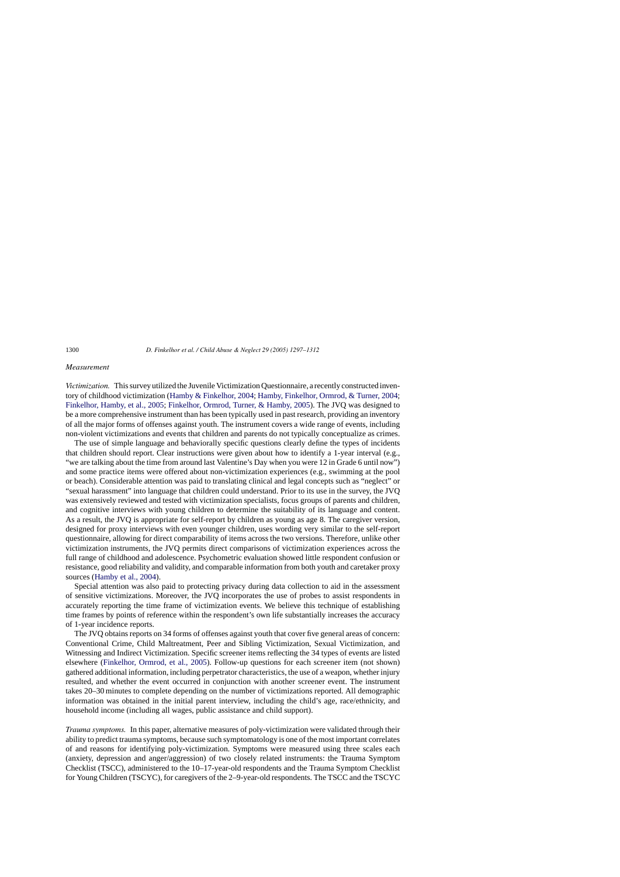### *Measurement*

*Victimization.* This survey utilized the Juvenile Victimization Questionnaire, a recently constructed inventory of childhood victimization (Hamby & Finkelhor, 2004; Hamby, Finkelhor, Ormrod, & Turner, 2004; Finkelhor, Hamby, et al., 2005; Finkelhor, Ormrod, Turner, & Hamby, 2005). The JVQ was designed to be a more comprehensive instrument than has been typically used in past research, providing an inventory of all the major forms of offenses against youth. The instrument covers a wide range of events, including non-violent victimizations and events that children and parents do not typically conceptualize as crimes.

The use of simple language and behaviorally specific questions clearly define the types of incidents that children should report. Clear instructions were given about how to identify a 1-year interval (e.g., "we are talking about the time from around last Valentine's Day when you were 12 in Grade 6 until now") and some practice items were offered about non-victimization experiences (e.g., swimming at the pool or beach). Considerable attention was paid to translating clinical and legal concepts such as "neglect" or "sexual harassment" into language that children could understand. Prior to its use in the survey, the JVQ was extensively reviewed and tested with victimization specialists, focus groups of parents and children, and cognitive interviews with young children to determine the suitability of its language and content. As a result, the JVQ is appropriate for self-report by children as young as age 8. The caregiver version, designed for proxy interviews with even younger children, uses wording very similar to the self-report questionnaire, allowing for direct comparability of items across the two versions. Therefore, unlike other victimization instruments, the JVQ permits direct comparisons of victimization experiences across the full range of childhood and adolescence. Psychometric evaluation showed little respondent confusion or resistance, good reliability and validity, and comparable information from both youth and caretaker proxy sources (Hamby et al., 2004).

Special attention was also paid to protecting privacy during data collection to aid in the assessment of sensitive victimizations. Moreover, the JVQ incorporates the use of probes to assist respondents in accurately reporting the time frame of victimization events. We believe this technique of establishing time frames by points of reference within the respondent's own life substantially increases the accuracy of 1-year incidence reports.

The JVQ obtains reports on 34 forms of offenses against youth that cover five general areas of concern: Conventional Crime, Child Maltreatment, Peer and Sibling Victimization, Sexual Victimization, and Witnessing and Indirect Victimization. Specific screener items reflecting the 34 types of events are listed elsewhere (Finkelhor, Ormrod, et al., 2005). Follow-up questions for each screener item (not shown) gathered additional information, including perpetrator characteristics, the use of a weapon, whether injury resulted, and whether the event occurred in conjunction with another screener event. The instrument takes 20–30 minutes to complete depending on the number of victimizations reported. All demographic information was obtained in the initial parent interview, including the child's age, race/ethnicity, and household income (including all wages, public assistance and child support).

*Trauma symptoms.* In this paper, alternative measures of poly-victimization were validated through their ability to predict trauma symptoms, because such symptomatology is one of the most important correlates of and reasons for identifying poly-victimization. Symptoms were measured using three scales each (anxiety, depression and anger/aggression) of two closely related instruments: the Trauma Symptom Checklist (TSCC), administered to the 10–17-year-old respondents and the Trauma Symptom Checklist for Young Children (TSCYC), for caregivers of the 2–9-year-old respondents. The TSCC and the TSCYC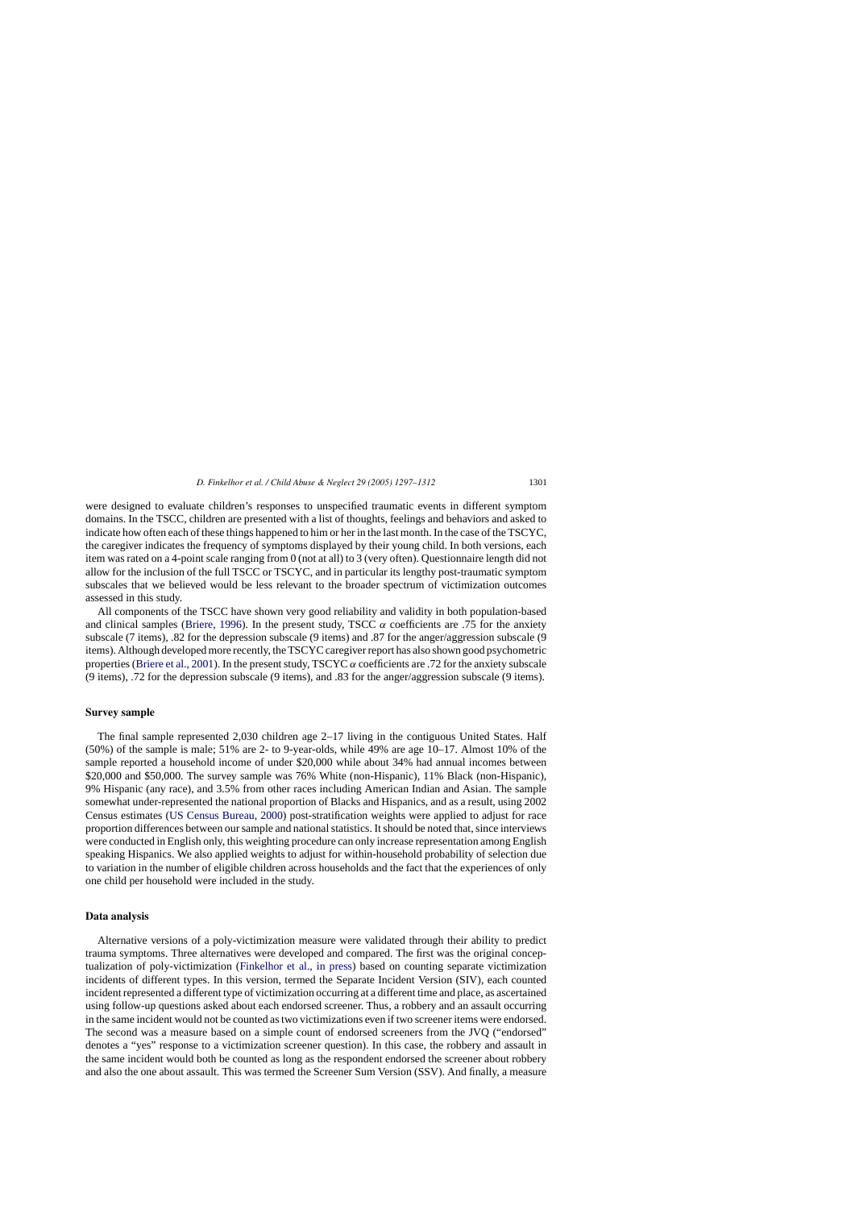were designed to evaluate children's responses to unspecified traumatic events in different symptom domains. In the TSCC, children are presented with a list of thoughts, feelings and behaviors and asked to indicate how often each of these things happened to him or her in the last month. In the case of the TSCYC, the caregiver indicates the frequency of symptoms displayed by their young child. In both versions, each item was rated on a 4-point scale ranging from 0 (not at all) to 3 (very often). Questionnaire length did not allow for the inclusion of the full TSCC or TSCYC, and in particular its lengthy post-traumatic symptom subscales that we believed would be less relevant to the broader spectrum of victimization outcomes assessed in this study.

All components of the TSCC have shown very good reliability and validity in both population-based and clinical samples (Briere, 1996). In the present study, TSCC $\alpha$ coefficients are .75 for the anxiety subscale (7 items), .82 for the depression subscale (9 items) and .87 for the anger/aggression subscale (9 items). Although developed more recently, the TSCYC caregiver report has also shown good psychometric properties (Briere et al., 2001). In the present study, TSCYC $\alpha$ coefficients are .72 for the anxiety subscale (9 items), .72 for the depression subscale (9 items), and .83 for the anger/aggression subscale (9 items).

## Survey sample

The final sample represented 2,030 children age 2–17 living in the contiguous United States. Half (50%) of the sample is male; 51% are 2- to 9-year-olds, while 49% are age 10–17. Almost 10% of the sample reported a household income of under \$20,000 while about 34% had annual incomes between \$20,000 and \$50,000. The survey sample was 76% White (non-Hispanic), 11% Black (non-Hispanic), 9% Hispanic (any race), and 3.5% from other races including American Indian and Asian. The sample somewhat under-represented the national proportion of Blacks and Hispanics, and as a result, using 2002 Census estimates (US Census Bureau, 2000) post-stratification weights were applied to adjust for race proportion differences between our sample and national statistics. It should be noted that, since interviews were conducted in English only, this weighting procedure can only increase representation among English speaking Hispanics. We also applied weights to adjust for within-household probability of selection due to variation in the number of eligible children across households and the fact that the experiences of only one child per household were included in the study.

## Data analysis

Alternative versions of a poly-victimization measure were validated through their ability to predict trauma symptoms. Three alternatives were developed and compared. The first was the original conceptualization of poly-victimization (Finkelhor et al., in press) based on counting separate victimization incidents of different types. In this version, termed the Separate Incident Version (SIV), each counted incident represented a different type of victimization occurring at a different time and place, as ascertained using follow-up questions asked about each endorsed screener. Thus, a robbery and an assault occurring in the same incident would not be counted as two victimizations even if two screener items were endorsed. The second was a measure based on a simple count of endorsed screeners from the JVQ ("endorsed" denotes a "yes" response to a victimization screener question). In this case, the robbery and assault in the same incident would both be counted as long as the respondent endorsed the screener about robbery and also the one about assault. This was termed the Screener Sum Version (SSV). And finally, a measure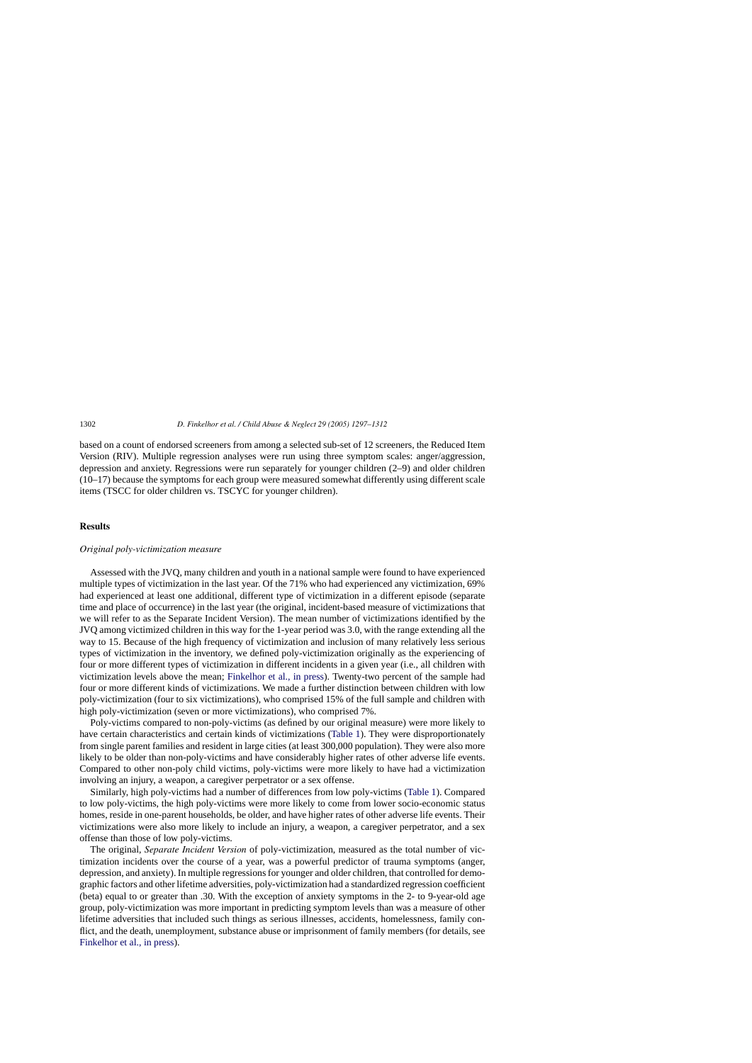based on a count of endorsed screeners from among a selected sub-set of 12 screeners, the Reduced Item Version (RIV). Multiple regression analyses were run using three symptom scales: anger/aggression, depression and anxiety. Regressions were run separately for younger children (2–9) and older children (10–17) because the symptoms for each group were measured somewhat differently using different scale items (TSCC for older children vs. TSCYC for younger children).

## Results

### *Original poly-victimization measure*

Assessed with the JVQ, many children and youth in a national sample were found to have experienced multiple types of victimization in the last year. Of the 71% who had experienced any victimization, 69% had experienced at least one additional, different type of victimization in a different episode (separate time and place of occurrence) in the last year (the original, incident-based measure of victimizations that we will refer to as the Separate Incident Version). The mean number of victimizations identified by the JVQ among victimized children in this way for the 1-year period was 3.0, with the range extending all the way to 15. Because of the high frequency of victimization and inclusion of many relatively less serious types of victimization in the inventory, we defined poly-victimization originally as the experiencing of four or more different types of victimization in different incidents in a given year (i.e., all children with victimization levels above the mean; Finkelhor et al., in press). Twenty-two percent of the sample had four or more different kinds of victimizations. We made a further distinction between children with low poly-victimization (four to six victimizations), who comprised 15% of the full sample and children with high poly-victimization (seven or more victimizations), who comprised 7%.

Poly-victims compared to non-poly-victims (as defined by our original measure) were more likely to have certain characteristics and certain kinds of victimizations (Table 1). They were disproportionately from single parent families and resident in large cities (at least 300,000 population). They were also more likely to be older than non-poly-victims and have considerably higher rates of other adverse life events. Compared to other non-poly child victims, poly-victims were more likely to have had a victimization involving an injury, a weapon, a caregiver perpetrator or a sex offense.

Similarly, high poly-victims had a number of differences from low poly-victims (Table 1). Compared to low poly-victims, the high poly-victims were more likely to come from lower socio-economic status homes, reside in one-parent households, be older, and have higher rates of other adverse life events. Their victimizations were also more likely to include an injury, a weapon, a caregiver perpetrator, and a sex offense than those of low poly-victims.

The original, *Separate Incident Version* of poly-victimization, measured as the total number of victimization incidents over the course of a year, was a powerful predictor of trauma symptoms (anger, depression, and anxiety). In multiple regressions for younger and older children, that controlled for demographic factors and other lifetime adversities, poly-victimization had a standardized regression coefficient (beta) equal to or greater than .30. With the exception of anxiety symptoms in the 2- to 9-year-old age group, poly-victimization was more important in predicting symptom levels than was a measure of other lifetime adversities that included such things as serious illnesses, accidents, homelessness, family conflict, and the death, unemployment, substance abuse or imprisonment of family members (for details, see Finkelhor et al., in press).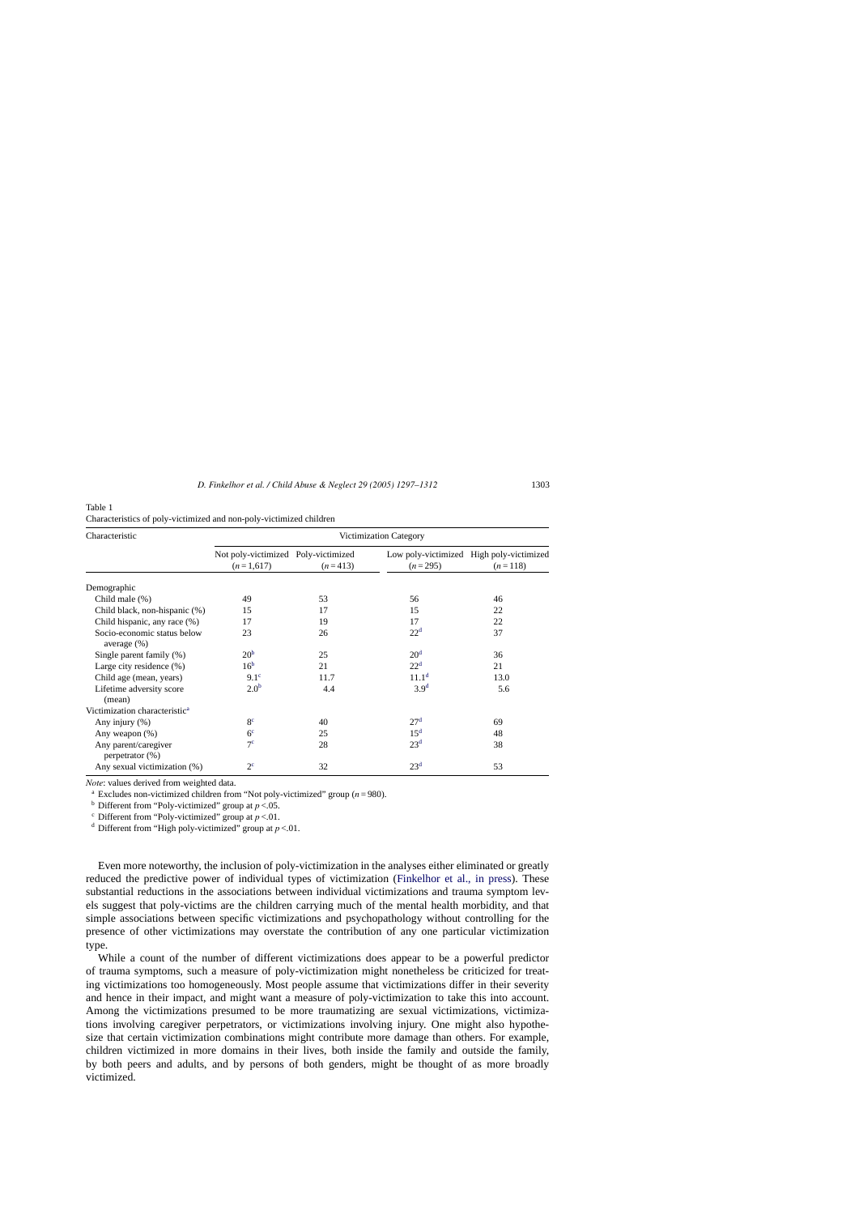Table 1
Characteristics of poly-victimized and non-poly-victimized children

| Characteristic | Victimization Category | | | |
|---|---|---|---|---|
| | Not poly-victimized ($n = 1{,}617$) | Poly-victimized ($n = 413$) | Low poly-victimized ($n = 295$) | High poly-victimized ($n = 118$) |
| Demographic | | | | |
| Child male (%) | 49 | 53 | 56 | 46 |
| Child black, non-hispanic (%) | 15 | 17 | 15 | 22 |
| Child hispanic, any race (%) | 17 | 19 | 17 | 22 |
| Socio-economic status below average (%) | 23 | 26 | 22[d] | 37 |
| Single parent family (%) | 20[b] | 25 | 20[d] | 36 |
| Large city residence (%) | 16[b] | 21 | 22[d] | 21 |
| Child age (mean, years) | 9.1[c] | 11.7 | 11.1[d] | 13.0 |
| Lifetime adversity score (mean) | 2.0[b] | 4.4 | 3.9[d] | 5.6 |
| Victimization characteristic[a] | | | | |
| Any injury (%) | 8[c] | 40 | 27[d] | 69 |
| Any weapon (%) | 6[c] | 25 | 15[d] | 48 |
| Any parent/caregiver perpetrator (%) | 7[c] | 28 | 23[d] | 38 |
| Any sexual victimization (%) | 2[c] | 32 | 23[d] | 53 |

*Note*: values derived from weighted data.

[a] Excludes non-victimized children from "Not poly-victimized" group ($n = 980$).

[b] Different from "Poly-victimized" group at $p < .05$.

[c] Different from "Poly-victimized" group at $p < .01$.

[d] Different from "High poly-victimized" group at $p < .01$.

Even more noteworthy, the inclusion of poly-victimization in the analyses either eliminated or greatly reduced the predictive power of individual types of victimization (Finkelhor et al., in press). These substantial reductions in the associations between individual victimizations and trauma symptom levels suggest that poly-victims are the children carrying much of the mental health morbidity, and that simple associations between specific victimizations and psychopathology without controlling for the presence of other victimizations may overstate the contribution of any one particular victimization type.

While a count of the number of different victimizations does appear to be a powerful predictor of trauma symptoms, such a measure of poly-victimization might nonetheless be criticized for treating victimizations too homogeneously. Most people assume that victimizations differ in their severity and hence in their impact, and might want a measure of poly-victimization to take this into account. Among the victimizations presumed to be more traumatizing are sexual victimizations, victimizations involving caregiver perpetrators, or victimizations involving injury. One might also hypothesize that certain victimization combinations might contribute more damage than others. For example, children victimized in more domains in their lives, both inside the family and outside the family, by both peers and adults, and by persons of both genders, might be thought of as more broadly victimized.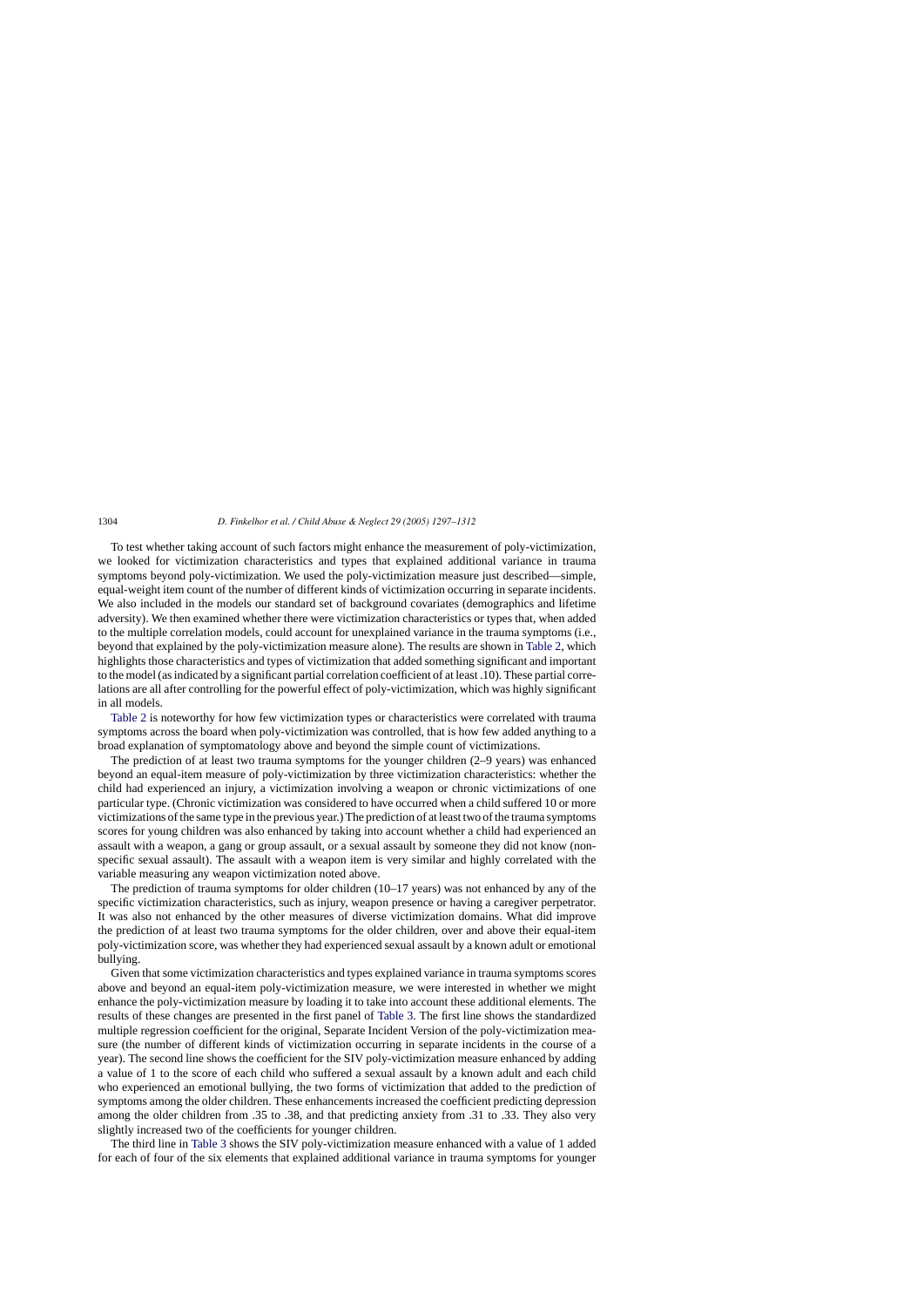To test whether taking account of such factors might enhance the measurement of poly-victimization, we looked for victimization characteristics and types that explained additional variance in trauma symptoms beyond poly-victimization. We used the poly-victimization measure just described—simple, equal-weight item count of the number of different kinds of victimization occurring in separate incidents. We also included in the models our standard set of background covariates (demographics and lifetime adversity). We then examined whether there were victimization characteristics or types that, when added to the multiple correlation models, could account for unexplained variance in the trauma symptoms (i.e., beyond that explained by the poly-victimization measure alone). The results are shown in Table 2, which highlights those characteristics and types of victimization that added something significant and important to the model (as indicated by a significant partial correlation coefficient of at least .10). These partial correlations are all after controlling for the powerful effect of poly-victimization, which was highly significant in all models.

Table 2 is noteworthy for how few victimization types or characteristics were correlated with trauma symptoms across the board when poly-victimization was controlled, that is how few added anything to a broad explanation of symptomatology above and beyond the simple count of victimizations.

The prediction of at least two trauma symptoms for the younger children (2–9 years) was enhanced beyond an equal-item measure of poly-victimization by three victimization characteristics: whether the child had experienced an injury, a victimization involving a weapon or chronic victimizations of one particular type. (Chronic victimization was considered to have occurred when a child suffered 10 or more victimizations of the same type in the previous year.) The prediction of at least two of the trauma symptoms scores for young children was also enhanced by taking into account whether a child had experienced an assault with a weapon, a gang or group assault, or a sexual assault by someone they did not know (non-specific sexual assault). The assault with a weapon item is very similar and highly correlated with the variable measuring any weapon victimization noted above.

The prediction of trauma symptoms for older children (10–17 years) was not enhanced by any of the specific victimization characteristics, such as injury, weapon presence or having a caregiver perpetrator. It was also not enhanced by the other measures of diverse victimization domains. What did improve the prediction of at least two trauma symptoms for the older children, over and above their equal-item poly-victimization score, was whether they had experienced sexual assault by a known adult or emotional bullying.

Given that some victimization characteristics and types explained variance in trauma symptoms scores above and beyond an equal-item poly-victimization measure, we were interested in whether we might enhance the poly-victimization measure by loading it to take into account these additional elements. The results of these changes are presented in the first panel of Table 3. The first line shows the standardized multiple regression coefficient for the original, Separate Incident Version of the poly-victimization measure (the number of different kinds of victimization occurring in separate incidents in the course of a year). The second line shows the coefficient for the SIV poly-victimization measure enhanced by adding a value of 1 to the score of each child who suffered a sexual assault by a known adult and each child who experienced an emotional bullying, the two forms of victimization that added to the prediction of symptoms among the older children. These enhancements increased the coefficient predicting depression among the older children from .35 to .38, and that predicting anxiety from .31 to .33. They also very slightly increased two of the coefficients for younger children.

The third line in Table 3 shows the SIV poly-victimization measure enhanced with a value of 1 added for each of four of the six elements that explained additional variance in trauma symptoms for younger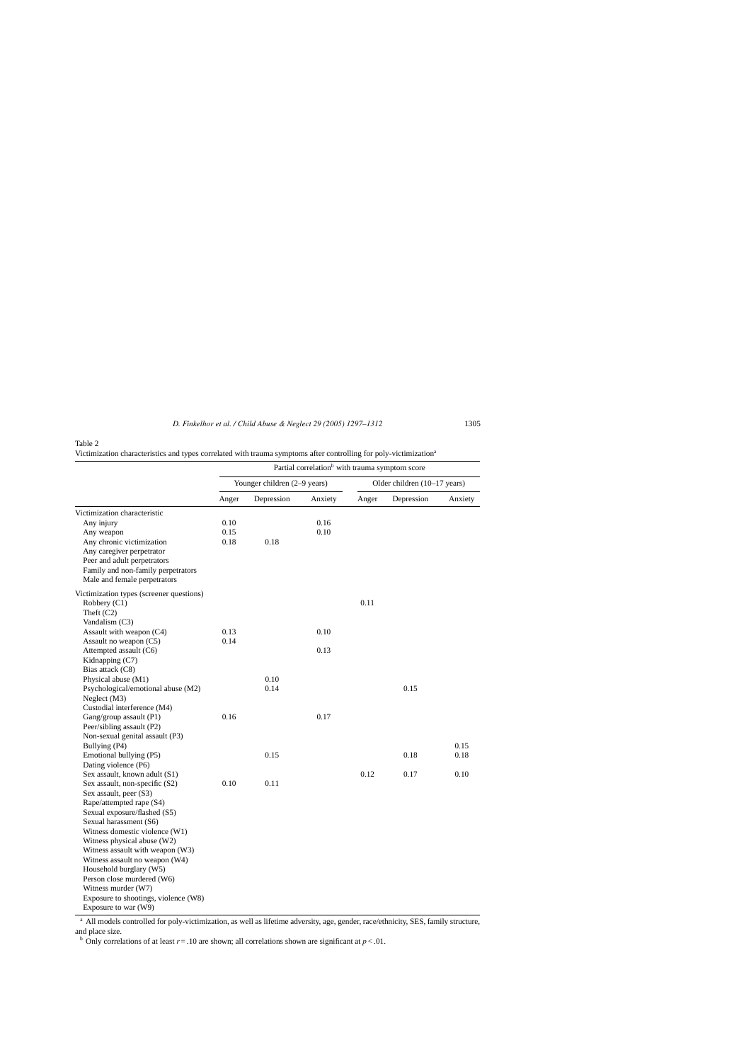Table 2
Victimization characteristics and types correlated with trauma symptoms after controlling for poly-victimization[a]

| | Partial correlation[b] with trauma symptom score | | | | | |
|---|---|---|---|---|---|---|
| | Younger children (2–9 years) | | | Older children (10–17 years) | | |
| | Anger | Depression | Anxiety | Anger | Depression | Anxiety |
| Victimization characteristic | | | | | | |
| Any injury | 0.10 | | 0.16 | | | |
| Any weapon | 0.15 | | 0.10 | | | |
| Any chronic victimization | 0.18 | 0.18 | | | | |
| Any caregiver perpetrator | | | | | | |
| Peer and adult perpetrators | | | | | | |
| Family and non-family perpetrators | | | | | | |
| Male and female perpetrators | | | | | | |
| Victimization types (screener questions) | | | | | | |
| Robbery (C1) | | | | 0.11 | | |
| Theft (C2) | | | | | | |
| Vandalism (C3) | | | | | | |
| Assault with weapon (C4) | 0.13 | | 0.10 | | | |
| Assault no weapon (C5) | 0.14 | | | | | |
| Attempted assault (C6) | | | 0.13 | | | |
| Kidnapping (C7) | | | | | | |
| Bias attack (C8) | | | | | | |
| Physical abuse (M1) | | 0.10 | | | | |
| Psychological/emotional abuse (M2) | | 0.14 | | | 0.15 | |
| Neglect (M3) | | | | | | |
| Custodial interference (M4) | | | | | | |
| Gang/group assault (P1) | 0.16 | | 0.17 | | | |
| Peer/sibling assault (P2) | | | | | | |
| Non-sexual genital assault (P3) | | | | | | |
| Bullying (P4) | | | | | | 0.15 |
| Emotional bullying (P5) | | 0.15 | | | 0.18 | 0.18 |
| Dating violence (P6) | | | | | | |
| Sex assault, known adult (S1) | | | | 0.12 | 0.17 | 0.10 |
| Sex assault, non-specific (S2) | 0.10 | 0.11 | | | | |
| Sex assault, peer (S3) | | | | | | |
| Rape/attempted rape (S4) | | | | | | |
| Sexual exposure/flashed (S5) | | | | | | |
| Sexual harassment (S6) | | | | | | |
| Witness domestic violence (W1) | | | | | | |
| Witness physical abuse (W2) | | | | | | |
| Witness assault with weapon (W3) | | | | | | |
| Witness assault no weapon (W4) | | | | | | |
| Household burglary (W5) | | | | | | |
| Person close murdered (W6) | | | | | | |
| Witness murder (W7) | | | | | | |
| Exposure to shootings, violence (W8) | | | | | | |
| Exposure to war (W9) | | | | | | |

[a] All models controlled for poly-victimization, as well as lifetime adversity, age, gender, race/ethnicity, SES, family structure, and place size.

[b] Only correlations of at least $r = .10$ are shown; all correlations shown are significant at $p < .01$.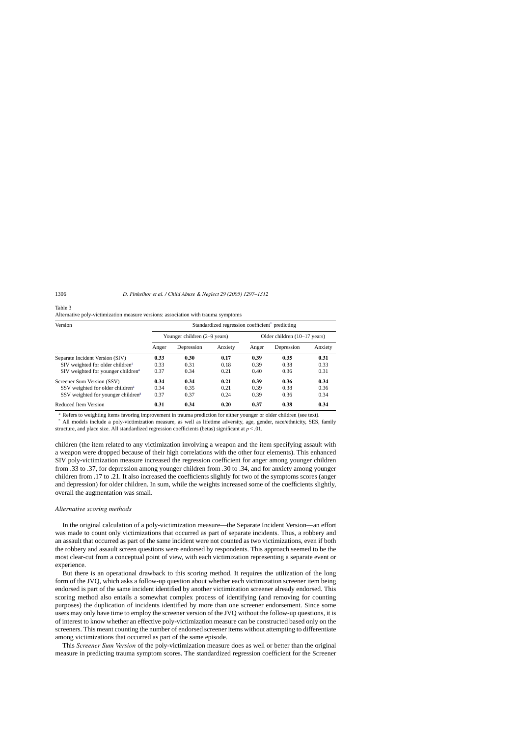Table 3
Alternative poly-victimization measure versions: association with trauma symptoms

| Version | Standardized regression coefficient* predicting | | | | | |
|---|---|---|---|---|---|---|
| | Younger children (2–9 years) | | | Older children (10–17 years) | | |
| | Anger | Depression | Anxiety | Anger | Depression | Anxiety |
| Separate Incident Version (SIV) | **0.33** | **0.30** | **0.17** | **0.39** | **0.35** | **0.31** |
| SIV weighted for older children[a] | 0.33 | 0.31 | 0.18 | 0.39 | 0.38 | 0.33 |
| SIV weighted for younger children[a] | 0.37 | 0.34 | 0.21 | 0.40 | 0.36 | 0.31 |
| Screener Sum Version (SSV) | **0.34** | **0.34** | **0.21** | **0.39** | **0.36** | **0.34** |
| SSV weighted for older children[a] | 0.34 | 0.35 | 0.21 | 0.39 | 0.38 | 0.36 |
| SSV weighted for younger children[a] | 0.37 | 0.37 | 0.24 | 0.39 | 0.36 | 0.34 |
| Reduced Item Version | **0.31** | **0.34** | **0.20** | **0.37** | **0.38** | **0.34** |

[a] Refers to weighting items favoring improvement in trauma prediction for either younger or older children (see text).

* All models include a poly-victimization measure, as well as lifetime adversity, age, gender, race/ethnicity, SES, family structure, and place size. All standardized regression coefficients (betas) significant at $p < .01$.

children (the item related to any victimization involving a weapon and the item specifying assault with a weapon were dropped because of their high correlations with the other four elements). This enhanced SIV poly-victimization measure increased the regression coefficient for anger among younger children from .33 to .37, for depression among younger children from .30 to .34, and for anxiety among younger children from .17 to .21. It also increased the coefficients slightly for two of the symptoms scores (anger and depression) for older children. In sum, while the weights increased some of the coefficients slightly, overall the augmentation was small.

*Alternative scoring methods*

In the original calculation of a poly-victimization measure—the Separate Incident Version—an effort was made to count only victimizations that occurred as part of separate incidents. Thus, a robbery and an assault that occurred as part of the same incident were not counted as two victimizations, even if both the robbery and assault screen questions were endorsed by respondents. This approach seemed to be the most clear-cut from a conceptual point of view, with each victimization representing a separate event or experience.

But there is an operational drawback to this scoring method. It requires the utilization of the long form of the JVQ, which asks a follow-up question about whether each victimization screener item being endorsed is part of the same incident identified by another victimization screener already endorsed. This scoring method also entails a somewhat complex process of identifying (and removing for counting purposes) the duplication of incidents identified by more than one screener endorsement. Since some users may only have time to employ the screener version of the JVQ without the follow-up questions, it is of interest to know whether an effective poly-victimization measure can be constructed based only on the screeners. This meant counting the number of endorsed screener items without attempting to differentiate among victimizations that occurred as part of the same episode.

This *Screener Sum Version* of the poly-victimization measure does as well or better than the original measure in predicting trauma symptom scores. The standardized regression coefficient for the Screener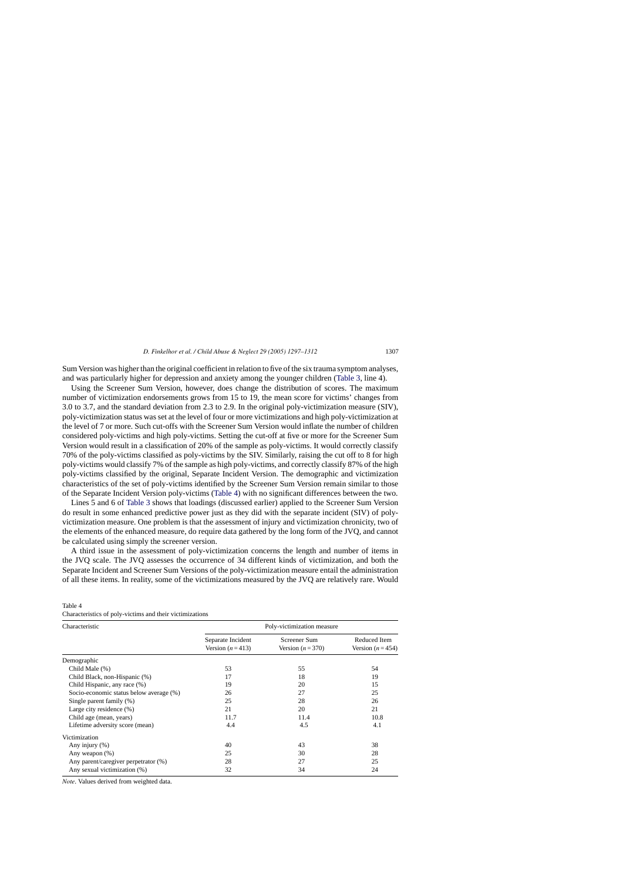Sum Version was higher than the original coefficient in relation to five of the six trauma symptom analyses, and was particularly higher for depression and anxiety among the younger children (Table 3, line 4).

Using the Screener Sum Version, however, does change the distribution of scores. The maximum number of victimization endorsements grows from 15 to 19, the mean score for victims' changes from 3.0 to 3.7, and the standard deviation from 2.3 to 2.9. In the original poly-victimization measure (SIV), poly-victimization status was set at the level of four or more victimizations and high poly-victimization at the level of 7 or more. Such cut-offs with the Screener Sum Version would inflate the number of children considered poly-victims and high poly-victims. Setting the cut-off at five or more for the Screener Sum Version would result in a classification of 20% of the sample as poly-victims. It would correctly classify 70% of the poly-victims classified as poly-victims by the SIV. Similarly, raising the cut off to 8 for high poly-victims would classify 7% of the sample as high poly-victims, and correctly classify 87% of the high poly-victims classified by the original, Separate Incident Version. The demographic and victimization characteristics of the set of poly-victims identified by the Screener Sum Version remain similar to those of the Separate Incident Version poly-victims (Table 4) with no significant differences between the two.

Lines 5 and 6 of Table 3 shows that loadings (discussed earlier) applied to the Screener Sum Version do result in some enhanced predictive power just as they did with the separate incident (SIV) of poly-victimization measure. One problem is that the assessment of injury and victimization chronicity, two of the elements of the enhanced measure, do require data gathered by the long form of the JVQ, and cannot be calculated using simply the screener version.

A third issue in the assessment of poly-victimization concerns the length and number of items in the JVQ scale. The JVQ assesses the occurrence of 34 different kinds of victimization, and both the Separate Incident and Screener Sum Versions of the poly-victimization measure entail the administration of all these items. In reality, some of the victimizations measured by the JVQ are relatively rare. Would

Table 4
Characteristics of poly-victims and their victimizations

| Characteristic | Poly-victimization measure | | |
|---|---|---|---|
| | Separate Incident Version ($n = 413$) | Screener Sum Version ($n = 370$) | Reduced Item Version ($n = 454$) |
| Demographic | | | |
| Child Male (%) | 53 | 55 | 54 |
| Child Black, non-Hispanic (%) | 17 | 18 | 19 |
| Child Hispanic, any race (%) | 19 | 20 | 15 |
| Socio-economic status below average (%) | 26 | 27 | 25 |
| Single parent family (%) | 25 | 28 | 26 |
| Large city residence (%) | 21 | 20 | 21 |
| Child age (mean, years) | 11.7 | 11.4 | 10.8 |
| Lifetime adversity score (mean) | 4.4 | 4.5 | 4.1 |
| Victimization | | | |
| Any injury (%) | 40 | 43 | 38 |
| Any weapon (%) | 25 | 30 | 28 |
| Any parent/caregiver perpetrator (%) | 28 | 27 | 25 |
| Any sexual victimization (%) | 32 | 34 | 24 |

*Note*. Values derived from weighted data.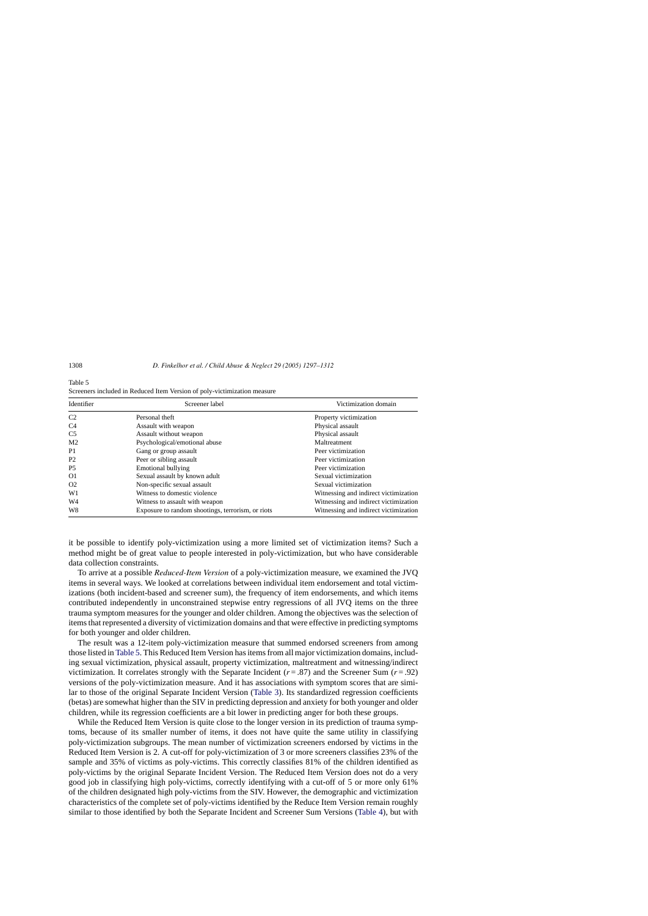Table 5
Screeners included in Reduced Item Version of poly-victimization measure

| Identifier | Screener label | Victimization domain |
|---|---|---|
| C2 | Personal theft | Property victimization |
| C4 | Assault with weapon | Physical assault |
| C5 | Assault without weapon | Physical assault |
| M2 | Psychological/emotional abuse | Maltreatment |
| P1 | Gang or group assault | Peer victimization |
| P2 | Peer or sibling assault | Peer victimization |
| P5 | Emotional bullying | Peer victimization |
| O1 | Sexual assault by known adult | Sexual victimization |
| O2 | Non-specific sexual assault | Sexual victimization |
| W1 | Witness to domestic violence | Witnessing and indirect victimization |
| W4 | Witness to assault with weapon | Witnessing and indirect victimization |
| W8 | Exposure to random shootings, terrorism, or riots | Witnessing and indirect victimization |

it be possible to identify poly-victimization using a more limited set of victimization items? Such a method might be of great value to people interested in poly-victimization, but who have considerable data collection constraints.

To arrive at a possible *Reduced-Item Version* of a poly-victimization measure, we examined the JVQ items in several ways. We looked at correlations between individual item endorsement and total victimizations (both incident-based and screener sum), the frequency of item endorsements, and which items contributed independently in unconstrained stepwise entry regressions of all JVQ items on the three trauma symptom measures for the younger and older children. Among the objectives was the selection of items that represented a diversity of victimization domains and that were effective in predicting symptoms for both younger and older children.

The result was a 12-item poly-victimization measure that summed endorsed screeners from among those listed in Table 5. This Reduced Item Version has items from all major victimization domains, including sexual victimization, physical assault, property victimization, maltreatment and witnessing/indirect victimization. It correlates strongly with the Separate Incident ($r = .87$) and the Screener Sum ($r = .92$) versions of the poly-victimization measure. And it has associations with symptom scores that are similar to those of the original Separate Incident Version (Table 3). Its standardized regression coefficients (betas) are somewhat higher than the SIV in predicting depression and anxiety for both younger and older children, while its regression coefficients are a bit lower in predicting anger for both these groups.

While the Reduced Item Version is quite close to the longer version in its prediction of trauma symptoms, because of its smaller number of items, it does not have quite the same utility in classifying poly-victimization subgroups. The mean number of victimization screeners endorsed by victims in the Reduced Item Version is 2. A cut-off for poly-victimization of 3 or more screeners classifies 23% of the sample and 35% of victims as poly-victims. This correctly classifies 81% of the children identified as poly-victims by the original Separate Incident Version. The Reduced Item Version does not do a very good job in classifying high poly-victims, correctly identifying with a cut-off of 5 or more only 61% of the children designated high poly-victims from the SIV. However, the demographic and victimization characteristics of the complete set of poly-victims identified by the Reduce Item Version remain roughly similar to those identified by both the Separate Incident and Screener Sum Versions (Table 4), but with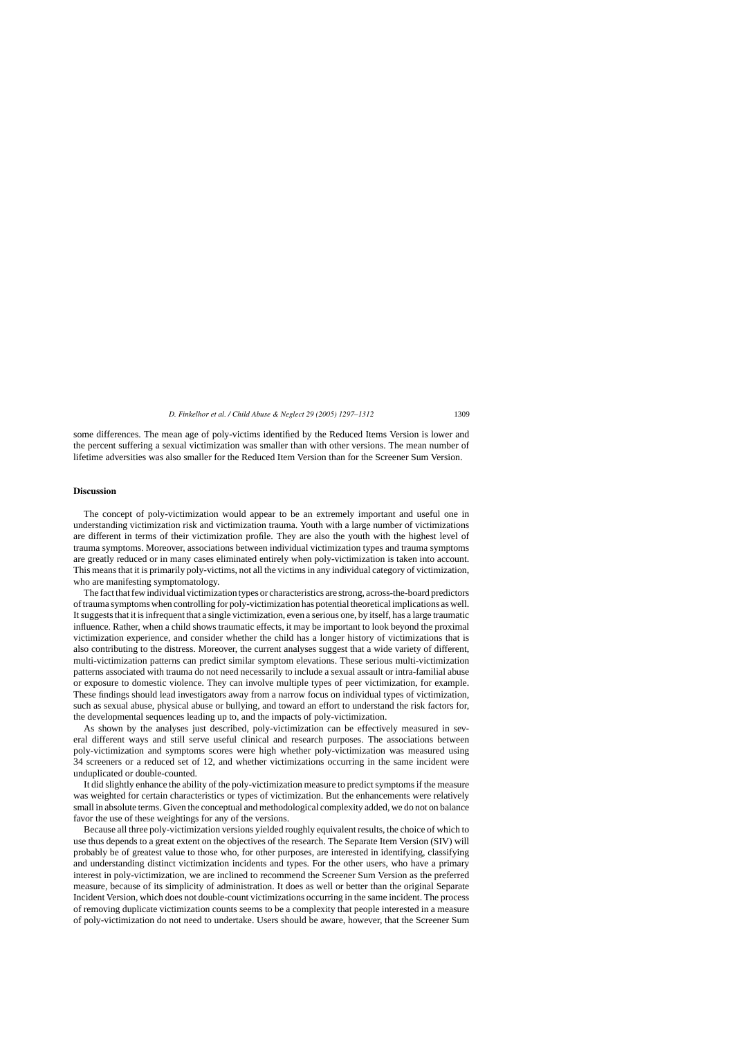some differences. The mean age of poly-victims identified by the Reduced Items Version is lower and the percent suffering a sexual victimization was smaller than with other versions. The mean number of lifetime adversities was also smaller for the Reduced Item Version than for the Screener Sum Version.

## Discussion

The concept of poly-victimization would appear to be an extremely important and useful one in understanding victimization risk and victimization trauma. Youth with a large number of victimizations are different in terms of their victimization profile. They are also the youth with the highest level of trauma symptoms. Moreover, associations between individual victimization types and trauma symptoms are greatly reduced or in many cases eliminated entirely when poly-victimization is taken into account. This means that it is primarily poly-victims, not all the victims in any individual category of victimization, who are manifesting symptomatology.

The fact that few individual victimization types or characteristics are strong, across-the-board predictors of trauma symptoms when controlling for poly-victimization has potential theoretical implications as well. It suggests that it is infrequent that a single victimization, even a serious one, by itself, has a large traumatic influence. Rather, when a child shows traumatic effects, it may be important to look beyond the proximal victimization experience, and consider whether the child has a longer history of victimizations that is also contributing to the distress. Moreover, the current analyses suggest that a wide variety of different, multi-victimization patterns can predict similar symptom elevations. These serious multi-victimization patterns associated with trauma do not need necessarily to include a sexual assault or intra-familial abuse or exposure to domestic violence. They can involve multiple types of peer victimization, for example. These findings should lead investigators away from a narrow focus on individual types of victimization, such as sexual abuse, physical abuse or bullying, and toward an effort to understand the risk factors for, the developmental sequences leading up to, and the impacts of poly-victimization.

As shown by the analyses just described, poly-victimization can be effectively measured in several different ways and still serve useful clinical and research purposes. The associations between poly-victimization and symptoms scores were high whether poly-victimization was measured using 34 screeners or a reduced set of 12, and whether victimizations occurring in the same incident were unduplicated or double-counted.

It did slightly enhance the ability of the poly-victimization measure to predict symptoms if the measure was weighted for certain characteristics or types of victimization. But the enhancements were relatively small in absolute terms. Given the conceptual and methodological complexity added, we do not on balance favor the use of these weightings for any of the versions.

Because all three poly-victimization versions yielded roughly equivalent results, the choice of which to use thus depends to a great extent on the objectives of the research. The Separate Item Version (SIV) will probably be of greatest value to those who, for other purposes, are interested in identifying, classifying and understanding distinct victimization incidents and types. For the other users, who have a primary interest in poly-victimization, we are inclined to recommend the Screener Sum Version as the preferred measure, because of its simplicity of administration. It does as well or better than the original Separate Incident Version, which does not double-count victimizations occurring in the same incident. The process of removing duplicate victimization counts seems to be a complexity that people interested in a measure of poly-victimization do not need to undertake. Users should be aware, however, that the Screener Sum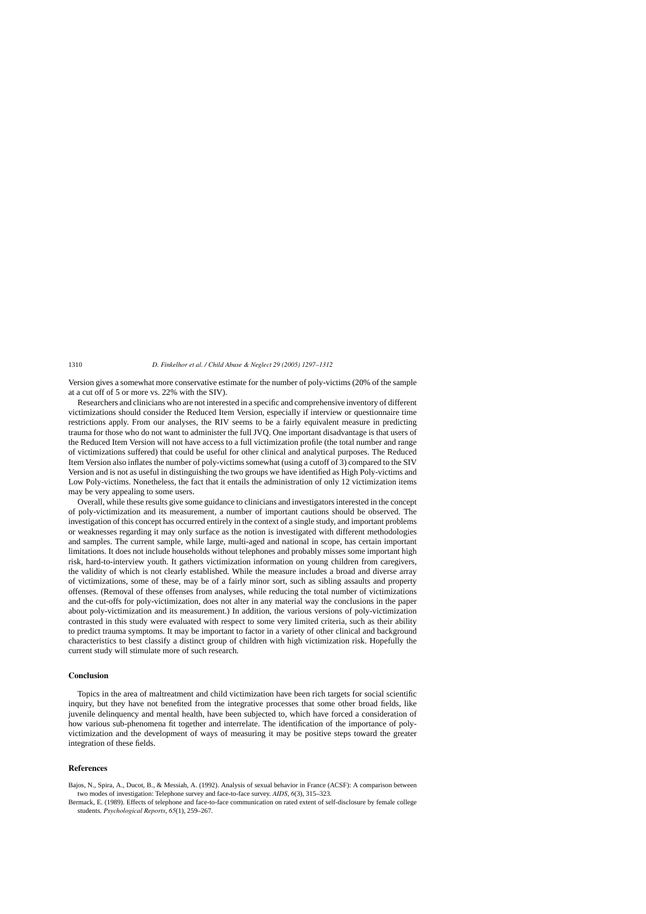Version gives a somewhat more conservative estimate for the number of poly-victims (20% of the sample at a cut off of 5 or more vs. 22% with the SIV).

Researchers and clinicians who are not interested in a specific and comprehensive inventory of different victimizations should consider the Reduced Item Version, especially if interview or questionnaire time restrictions apply. From our analyses, the RIV seems to be a fairly equivalent measure in predicting trauma for those who do not want to administer the full JVQ. One important disadvantage is that users of the Reduced Item Version will not have access to a full victimization profile (the total number and range of victimizations suffered) that could be useful for other clinical and analytical purposes. The Reduced Item Version also inflates the number of poly-victims somewhat (using a cutoff of 3) compared to the SIV Version and is not as useful in distinguishing the two groups we have identified as High Poly-victims and Low Poly-victims. Nonetheless, the fact that it entails the administration of only 12 victimization items may be very appealing to some users.

Overall, while these results give some guidance to clinicians and investigators interested in the concept of poly-victimization and its measurement, a number of important cautions should be observed. The investigation of this concept has occurred entirely in the context of a single study, and important problems or weaknesses regarding it may only surface as the notion is investigated with different methodologies and samples. The current sample, while large, multi-aged and national in scope, has certain important limitations. It does not include households without telephones and probably misses some important high risk, hard-to-interview youth. It gathers victimization information on young children from caregivers, the validity of which is not clearly established. While the measure includes a broad and diverse array of victimizations, some of these, may be of a fairly minor sort, such as sibling assaults and property offenses. (Removal of these offenses from analyses, while reducing the total number of victimizations and the cut-offs for poly-victimization, does not alter in any material way the conclusions in the paper about poly-victimization and its measurement.) In addition, the various versions of poly-victimization contrasted in this study were evaluated with respect to some very limited criteria, such as their ability to predict trauma symptoms. It may be important to factor in a variety of other clinical and background characteristics to best classify a distinct group of children with high victimization risk. Hopefully the current study will stimulate more of such research.

## Conclusion

Topics in the area of maltreatment and child victimization have been rich targets for social scientific inquiry, but they have not benefited from the integrative processes that some other broad fields, like juvenile delinquency and mental health, have been subjected to, which have forced a consideration of how various sub-phenomena fit together and interrelate. The identification of the importance of poly-victimization and the development of ways of measuring it may be positive steps toward the greater integration of these fields.

## References

Bajos, N., Spira, A., Ducot, B., & Messiah, A. (1992). Analysis of sexual behavior in France (ACSF): A comparison between two modes of investigation: Telephone survey and face-to-face survey. *AIDS*, *6*(3), 315–323.

Bermack, E. (1989). Effects of telephone and face-to-face communication on rated extent of self-disclosure by female college students. *Psychological Reports*, *65*(1), 259–267.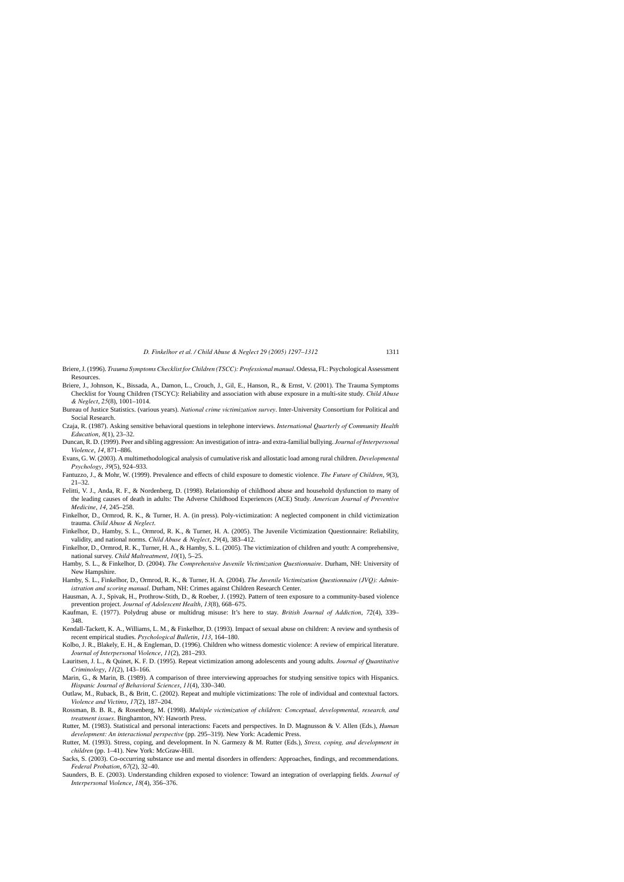Briere, J. (1996). *Trauma Symptoms Checklist for Children (TSCC): Professional manual*. Odessa, FL: Psychological Assessment Resources.

Briere, J., Johnson, K., Bissada, A., Damon, L., Crouch, J., Gil, E., Hanson, R., & Ernst, V. (2001). The Trauma Symptoms Checklist for Young Children (TSCYC): Reliability and association with abuse exposure in a multi-site study. *Child Abuse & Neglect*, *25*(8), 1001–1014.

Bureau of Justice Statistics. (various years). *National crime victimization survey*. Inter-University Consortium for Political and Social Research.

Czaja, R. (1987). Asking sensitive behavioral questions in telephone interviews. *International Quarterly of Community Health Education*, *8*(1), 23–32.

Duncan, R. D. (1999). Peer and sibling aggression: An investigation of intra- and extra-familial bullying. *Journal of Interpersonal Violence*, *14*, 871–886.

Evans, G. W. (2003). A multimethodological analysis of cumulative risk and allostatic load among rural children. *Developmental Psychology*, *39*(5), 924–933.

Fantuzzo, J., & Mohr, W. (1999). Prevalence and effects of child exposure to domestic violence. *The Future of Children*, *9*(3), 21–32.

Felitti, V. J., Anda, R. F., & Nordenberg, D. (1998). Relationship of childhood abuse and household dysfunction to many of the leading causes of death in adults: The Adverse Childhood Experiences (ACE) Study. *American Journal of Preventive Medicine*, *14*, 245–258.

Finkelhor, D., Ormrod, R. K., & Turner, H. A. (in press). Poly-victimization: A neglected component in child victimization trauma. *Child Abuse & Neglect*.

Finkelhor, D., Hamby, S. L., Ormrod, R. K., & Turner, H. A. (2005). The Juvenile Victimization Questionnaire: Reliability, validity, and national norms. *Child Abuse & Neglect*, *29*(4), 383–412.

Finkelhor, D., Ormrod, R. K., Turner, H. A., & Hamby, S. L. (2005). The victimization of children and youth: A comprehensive, national survey. *Child Maltreatment*, *10*(1), 5–25.

Hamby, S. L., & Finkelhor, D. (2004). *The Comprehensive Juvenile Victimization Questionnaire*. Durham, NH: University of New Hampshire.

Hamby, S. L., Finkelhor, D., Ormrod, R. K., & Turner, H. A. (2004). *The Juvenile Victimization Questionnaire (JVQ): Administration and scoring manual*. Durham, NH: Crimes against Children Research Center.

Hausman, A. J., Spivak, H., Prothrow-Stith, D., & Roeber, J. (1992). Pattern of teen exposure to a community-based violence prevention project. *Journal of Adolescent Health*, *13*(8), 668–675.

Kaufman, E. (1977). Polydrug abuse or multidrug misuse: It's here to stay. *British Journal of Addiction*, *72*(4), 339–348.

Kendall-Tackett, K. A., Williams, L. M., & Finkelhor, D. (1993). Impact of sexual abuse on children: A review and synthesis of recent empirical studies. *Psychological Bulletin*, *113*, 164–180.

Kolbo, J. R., Blakely, E. H., & Engleman, D. (1996). Children who witness domestic violence: A review of empirical literature. *Journal of Interpersonal Violence*, *11*(2), 281–293.

Lauritsen, J. L., & Quinet, K. F. D. (1995). Repeat victimization among adolescents and young adults. *Journal of Quantitative Criminology*, *11*(2), 143–166.

Marin, G., & Marin, B. (1989). A comparison of three interviewing approaches for studying sensitive topics with Hispanics. *Hispanic Journal of Behavioral Sciences*, *11*(4), 330–340.

Outlaw, M., Ruback, B., & Britt, C. (2002). Repeat and multiple victimizations: The role of individual and contextual factors. *Violence and Victims*, *17*(2), 187–204.

Rossman, B. B. R., & Rosenberg, M. (1998). *Multiple victimization of children: Conceptual, developmental, research, and treatment issues*. Binghamton, NY: Haworth Press.

Rutter, M. (1983). Statistical and personal interactions: Facets and perspectives. In D. Magnusson & V. Allen (Eds.), *Human development: An interactional perspective* (pp. 295–319). New York: Academic Press.

Rutter, M. (1993). Stress, coping, and development. In N. Garmezy & M. Rutter (Eds.), *Stress, coping, and development in children* (pp. 1–41). New York: McGraw-Hill.

Sacks, S. (2003). Co-occurring substance use and mental disorders in offenders: Approaches, findings, and recommendations. *Federal Probation*, *67*(2), 32–40.

Saunders, B. E. (2003). Understanding children exposed to violence: Toward an integration of overlapping fields. *Journal of Interpersonal Violence*, *18*(4), 356–376.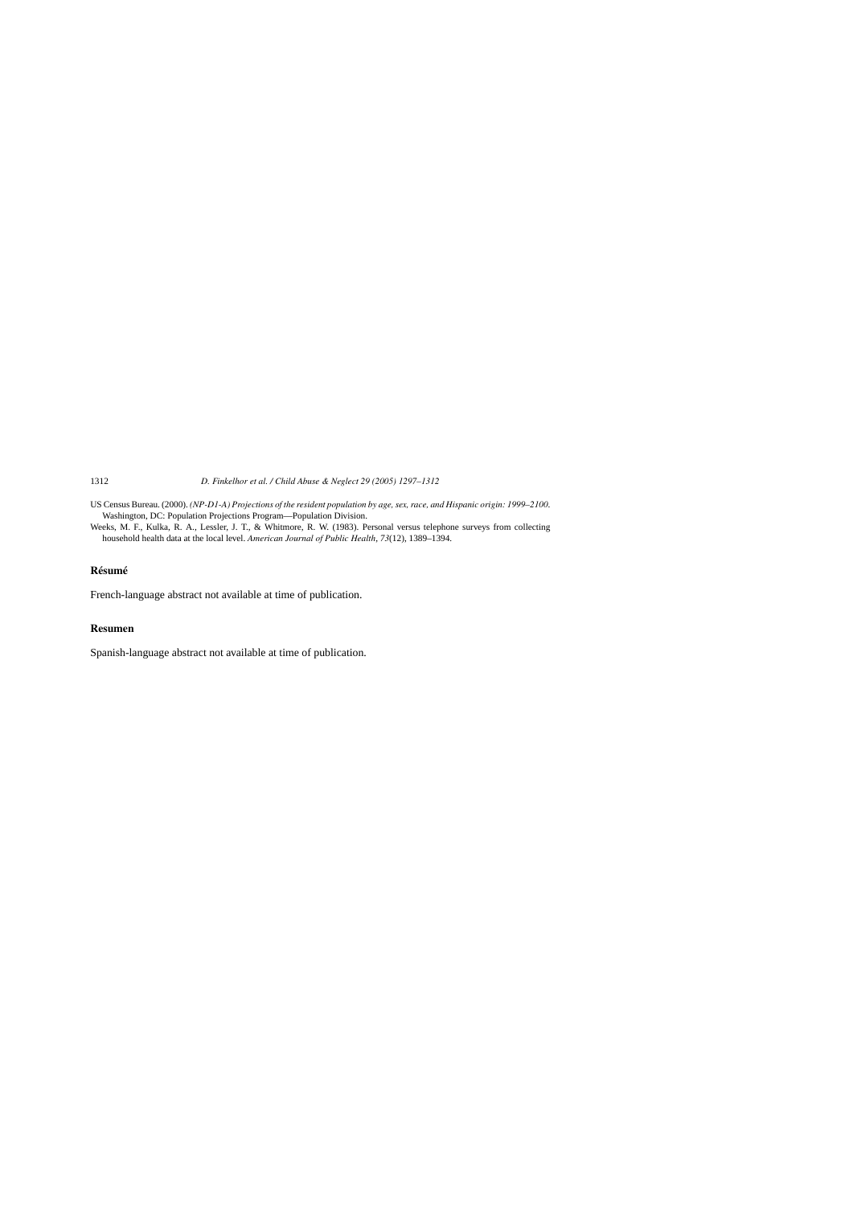US Census Bureau. (2000). *(NP-D1-A) Projections of the resident population by age, sex, race, and Hispanic origin: 1999–2100.* Washington, DC: Population Projections Program—Population Division.

Weeks, M. F., Kulka, R. A., Lessler, J. T., & Whitmore, R. W. (1983). Personal versus telephone surveys from collecting household health data at the local level. *American Journal of Public Health*, *73*(12), 1389–1394.

## Résumé

French-language abstract not available at time of publication.

## Resumen

Spanish-language abstract not available at time of publication.